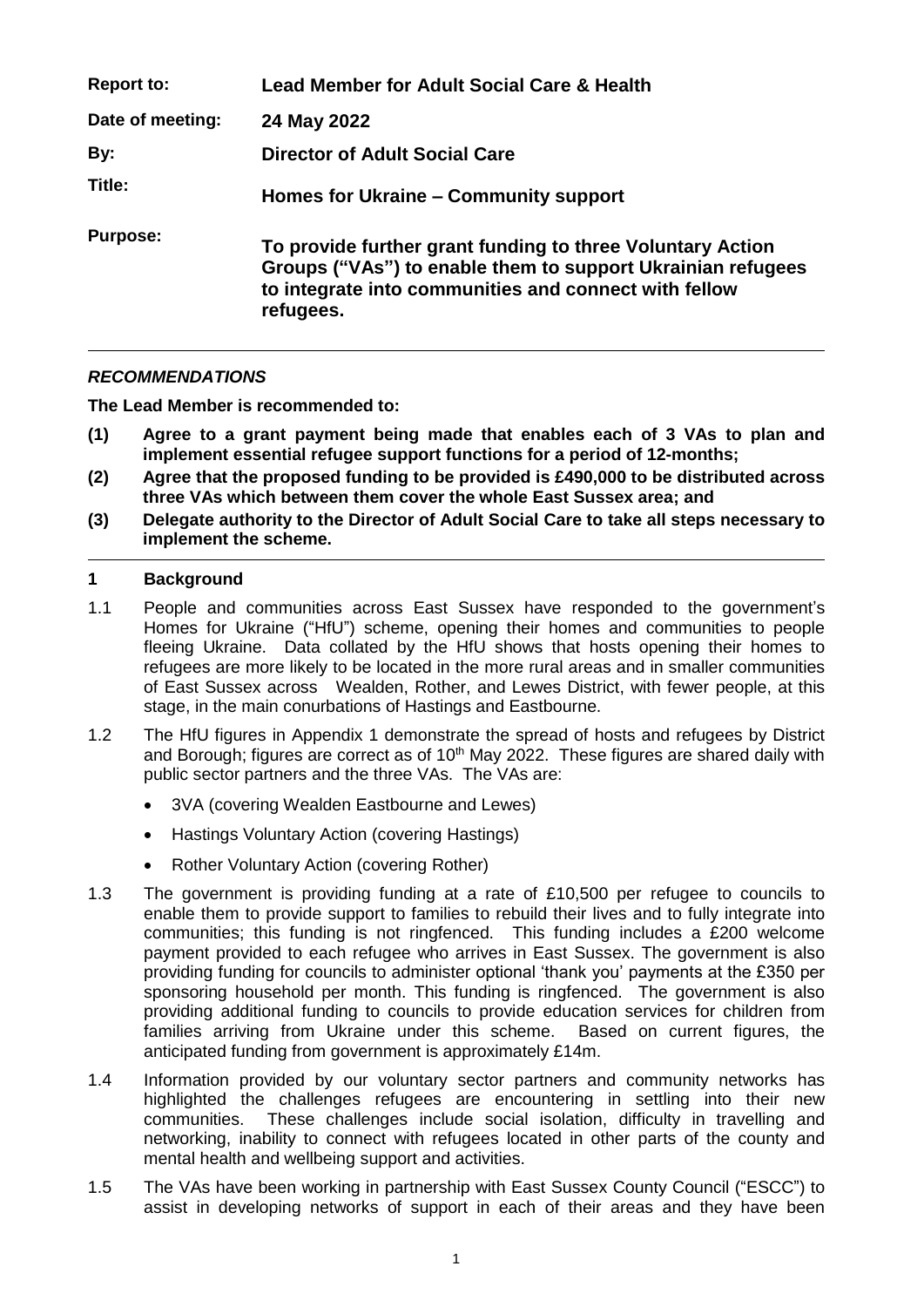| | |
|---|---|
| **Report to:** | **Lead Member for Adult Social Care & Health** |
| **Date of meeting:** | **24 May 2022** |
| **By:** | **Director of Adult Social Care** |
| **Title:** | **Homes for Ukraine – Community support** |
| **Purpose:** | **To provide further grant funding to three Voluntary Action Groups ("VAs") to enable them to support Ukrainian refugees to integrate into communities and connect with fellow refugees.** |

***RECOMMENDATIONS***

**The Lead Member is recommended to:**

**(1) Agree to a grant payment being made that enables each of 3 VAs to plan and implement essential refugee support functions for a period of 12-months;**

**(2) Agree that the proposed funding to be provided is £490,000 to be distributed across three VAs which between them cover the whole East Sussex area; and**

**(3) Delegate authority to the Director of Adult Social Care to take all steps necessary to implement the scheme.**

## 1 Background

1.1 People and communities across East Sussex have responded to the government's Homes for Ukraine ("HfU") scheme, opening their homes and communities to people fleeing Ukraine. Data collated by the HfU shows that hosts opening their homes to refugees are more likely to be located in the more rural areas and in smaller communities of East Sussex across Wealden, Rother, and Lewes District, with fewer people, at this stage, in the main conurbations of Hastings and Eastbourne.

1.2 The HfU figures in Appendix 1 demonstrate the spread of hosts and refugees by District and Borough; figures are correct as of 10th May 2022. These figures are shared daily with public sector partners and the three VAs. The VAs are:

- 3VA (covering Wealden Eastbourne and Lewes)
- Hastings Voluntary Action (covering Hastings)
- Rother Voluntary Action (covering Rother)

1.3 The government is providing funding at a rate of £10,500 per refugee to councils to enable them to provide support to families to rebuild their lives and to fully integrate into communities; this funding is not ringfenced. This funding includes a £200 welcome payment provided to each refugee who arrives in East Sussex. The government is also providing funding for councils to administer optional 'thank you' payments at the £350 per sponsoring household per month. This funding is ringfenced. The government is also providing additional funding to councils to provide education services for children from families arriving from Ukraine under this scheme. Based on current figures, the anticipated funding from government is approximately £14m.

1.4 Information provided by our voluntary sector partners and community networks has highlighted the challenges refugees are encountering in settling into their new communities. These challenges include social isolation, difficulty in travelling and networking, inability to connect with refugees located in other parts of the county and mental health and wellbeing support and activities.

1.5 The VAs have been working in partnership with East Sussex County Council ("ESCC") to assist in developing networks of support in each of their areas and they have been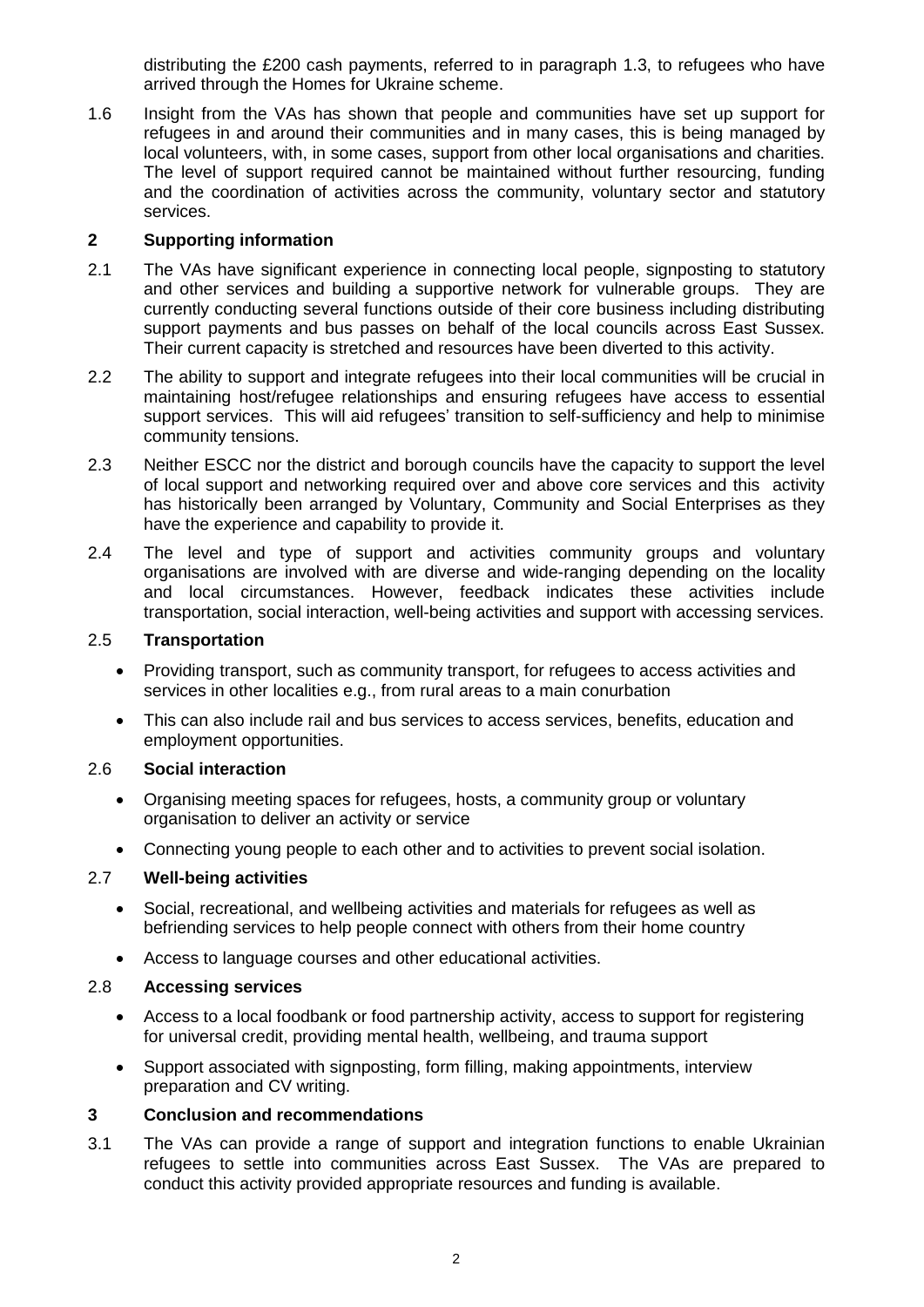distributing the £200 cash payments, referred to in paragraph 1.3, to refugees who have arrived through the Homes for Ukraine scheme.

1.6 Insight from the VAs has shown that people and communities have set up support for refugees in and around their communities and in many cases, this is being managed by local volunteers, with, in some cases, support from other local organisations and charities. The level of support required cannot be maintained without further resourcing, funding and the coordination of activities across the community, voluntary sector and statutory services.

## 2 Supporting information

2.1 The VAs have significant experience in connecting local people, signposting to statutory and other services and building a supportive network for vulnerable groups. They are currently conducting several functions outside of their core business including distributing support payments and bus passes on behalf of the local councils across East Sussex. Their current capacity is stretched and resources have been diverted to this activity.

2.2 The ability to support and integrate refugees into their local communities will be crucial in maintaining host/refugee relationships and ensuring refugees have access to essential support services. This will aid refugees' transition to self-sufficiency and help to minimise community tensions.

2.3 Neither ESCC nor the district and borough councils have the capacity to support the level of local support and networking required over and above core services and this activity has historically been arranged by Voluntary, Community and Social Enterprises as they have the experience and capability to provide it.

2.4 The level and type of support and activities community groups and voluntary organisations are involved with are diverse and wide-ranging depending on the locality and local circumstances. However, feedback indicates these activities include transportation, social interaction, well-being activities and support with accessing services.

### 2.5 Transportation

- Providing transport, such as community transport, for refugees to access activities and services in other localities e.g., from rural areas to a main conurbation
- This can also include rail and bus services to access services, benefits, education and employment opportunities.

### 2.6 Social interaction

- Organising meeting spaces for refugees, hosts, a community group or voluntary organisation to deliver an activity or service
- Connecting young people to each other and to activities to prevent social isolation.

### 2.7 Well-being activities

- Social, recreational, and wellbeing activities and materials for refugees as well as befriending services to help people connect with others from their home country
- Access to language courses and other educational activities.

### 2.8 Accessing services

- Access to a local foodbank or food partnership activity, access to support for registering for universal credit, providing mental health, wellbeing, and trauma support
- Support associated with signposting, form filling, making appointments, interview preparation and CV writing.

## 3 Conclusion and recommendations

3.1 The VAs can provide a range of support and integration functions to enable Ukrainian refugees to settle into communities across East Sussex. The VAs are prepared to conduct this activity provided appropriate resources and funding is available.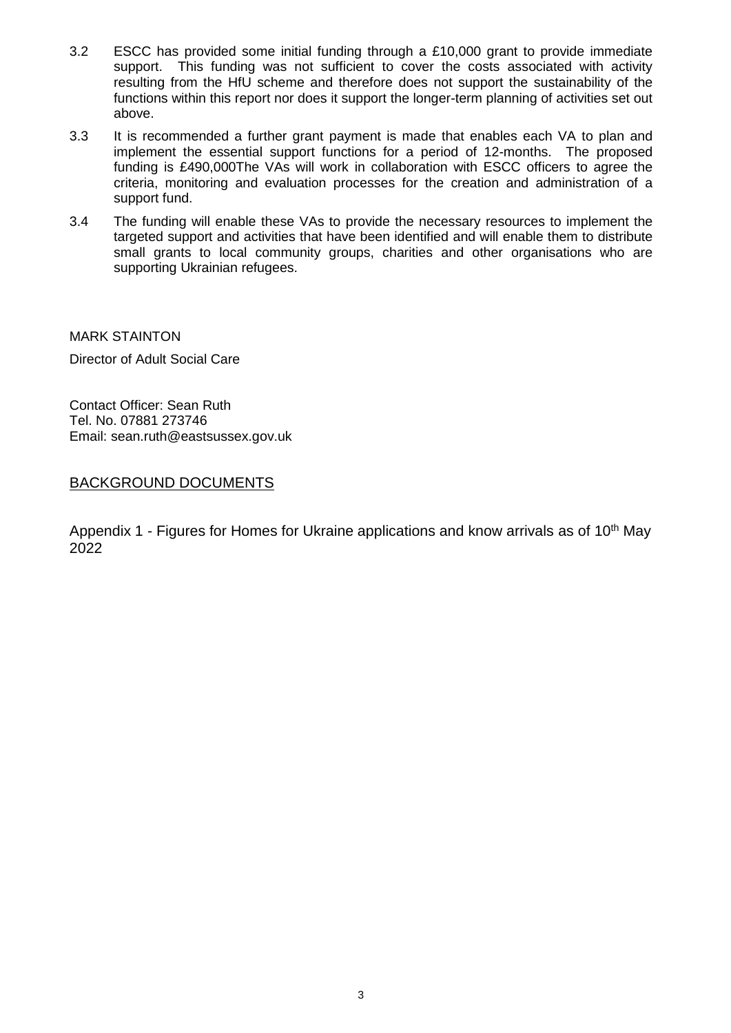3.2 ESCC has provided some initial funding through a £10,000 grant to provide immediate support. This funding was not sufficient to cover the costs associated with activity resulting from the HfU scheme and therefore does not support the sustainability of the functions within this report nor does it support the longer-term planning of activities set out above.

3.3 It is recommended a further grant payment is made that enables each VA to plan and implement the essential support functions for a period of 12-months. The proposed funding is £490,000The VAs will work in collaboration with ESCC officers to agree the criteria, monitoring and evaluation processes for the creation and administration of a support fund.

3.4 The funding will enable these VAs to provide the necessary resources to implement the targeted support and activities that have been identified and will enable them to distribute small grants to local community groups, charities and other organisations who are supporting Ukrainian refugees.

MARK STAINTON

Director of Adult Social Care

Contact Officer: Sean Ruth
Tel. No. 07881 273746
Email: sean.ruth@eastsussex.gov.uk

## BACKGROUND DOCUMENTS

Appendix 1 - Figures for Homes for Ukraine applications and know arrivals as of 10th May 2022